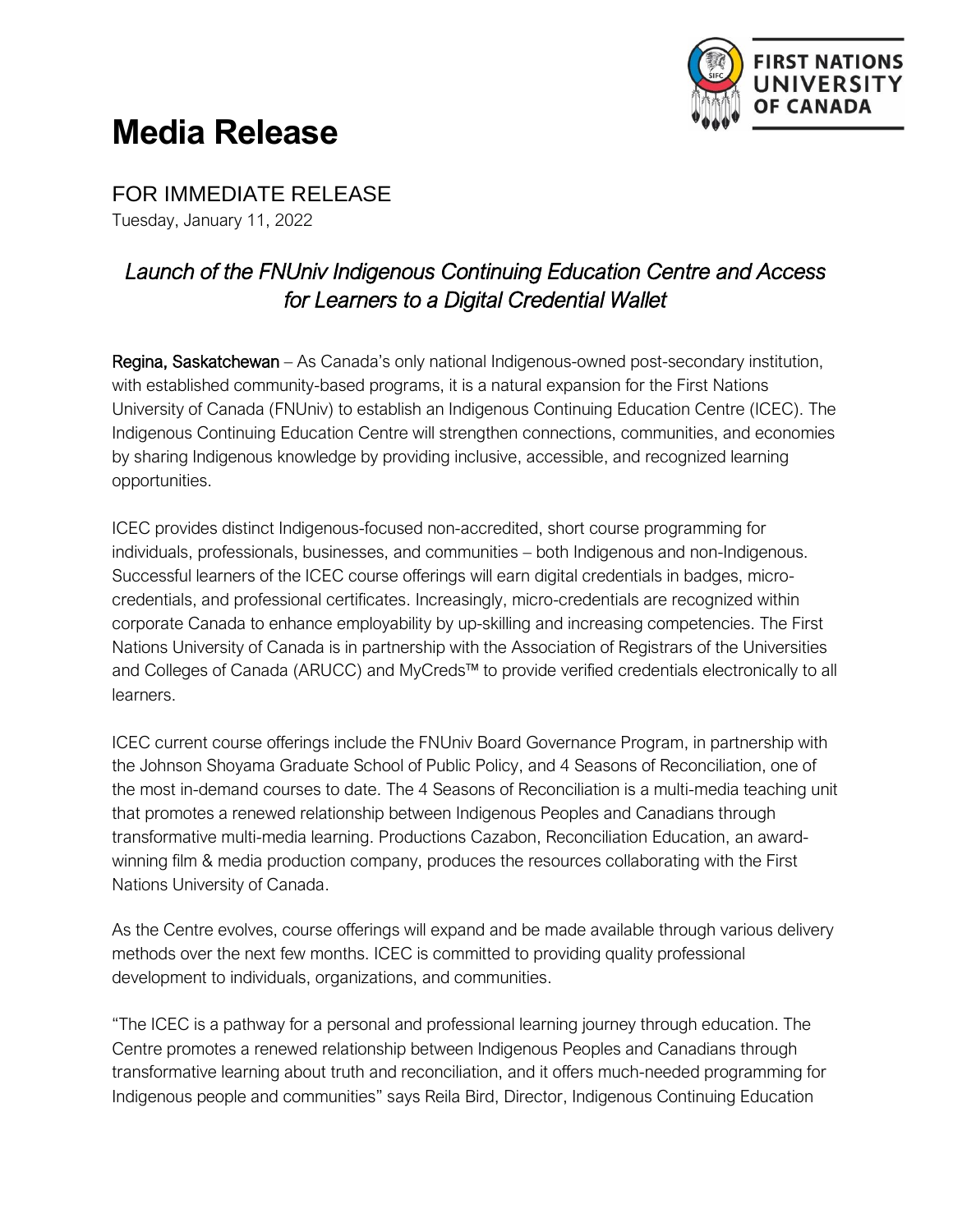# Media Release

FOR IMMEDIATE RELEASE

Tuesday, January 11, 2022

## *Launch of the FNUniv Indigenous Continuing Education Centre and Access for Learners to a Digital Credential Wallet*

**Regina, Saskatchewan** – As Canada's only national Indigenous-owned post-secondary institution, with established community-based programs, it is a natural expansion for the First Nations University of Canada (FNUniv) to establish an Indigenous Continuing Education Centre (ICEC). The Indigenous Continuing Education Centre will strengthen connections, communities, and economies by sharing Indigenous knowledge by providing inclusive, accessible, and recognized learning opportunities.

ICEC provides distinct Indigenous-focused non-accredited, short course programming for individuals, professionals, businesses, and communities – both Indigenous and non-Indigenous. Successful learners of the ICEC course offerings will earn digital credentials in badges, micro-credentials, and professional certificates. Increasingly, micro-credentials are recognized within corporate Canada to enhance employability by up-skilling and increasing competencies. The First Nations University of Canada is in partnership with the Association of Registrars of the Universities and Colleges of Canada (ARUCC) and MyCreds™ to provide verified credentials electronically to all learners.

ICEC current course offerings include the FNUniv Board Governance Program, in partnership with the Johnson Shoyama Graduate School of Public Policy, and 4 Seasons of Reconciliation, one of the most in-demand courses to date. The 4 Seasons of Reconciliation is a multi-media teaching unit that promotes a renewed relationship between Indigenous Peoples and Canadians through transformative multi-media learning. Productions Cazabon, Reconciliation Education, an award-winning film & media production company, produces the resources collaborating with the First Nations University of Canada.

As the Centre evolves, course offerings will expand and be made available through various delivery methods over the next few months. ICEC is committed to providing quality professional development to individuals, organizations, and communities.

"The ICEC is a pathway for a personal and professional learning journey through education. The Centre promotes a renewed relationship between Indigenous Peoples and Canadians through transformative learning about truth and reconciliation, and it offers much-needed programming for Indigenous people and communities" says Reila Bird, Director, Indigenous Continuing Education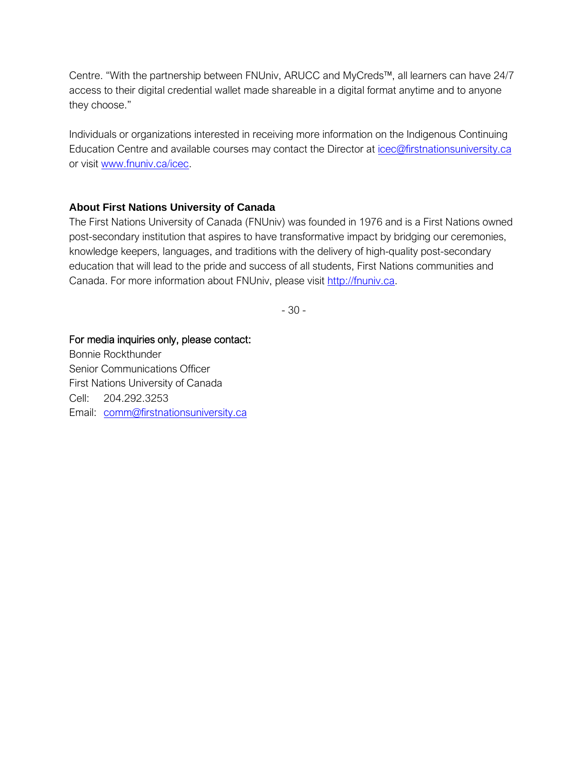Centre. "With the partnership between FNUniv, ARUCC and MyCreds™, all learners can have 24/7 access to their digital credential wallet made shareable in a digital format anytime and to anyone they choose."

Individuals or organizations interested in receiving more information on the Indigenous Continuing Education Centre and available courses may contact the Director at icec@firstnationsuniversity.ca or visit www.fnuniv.ca/icec.

### About First Nations University of Canada

The First Nations University of Canada (FNUniv) was founded in 1976 and is a First Nations owned post-secondary institution that aspires to have transformative impact by bridging our ceremonies, knowledge keepers, languages, and traditions with the delivery of high-quality post-secondary education that will lead to the pride and success of all students, First Nations communities and Canada. For more information about FNUniv, please visit http://fnuniv.ca.

\- 30 -

For media inquiries only, please contact:
Bonnie Rockthunder
Senior Communications Officer
First Nations University of Canada
Cell: 204.292.3253
Email: comm@firstnationsuniversity.ca